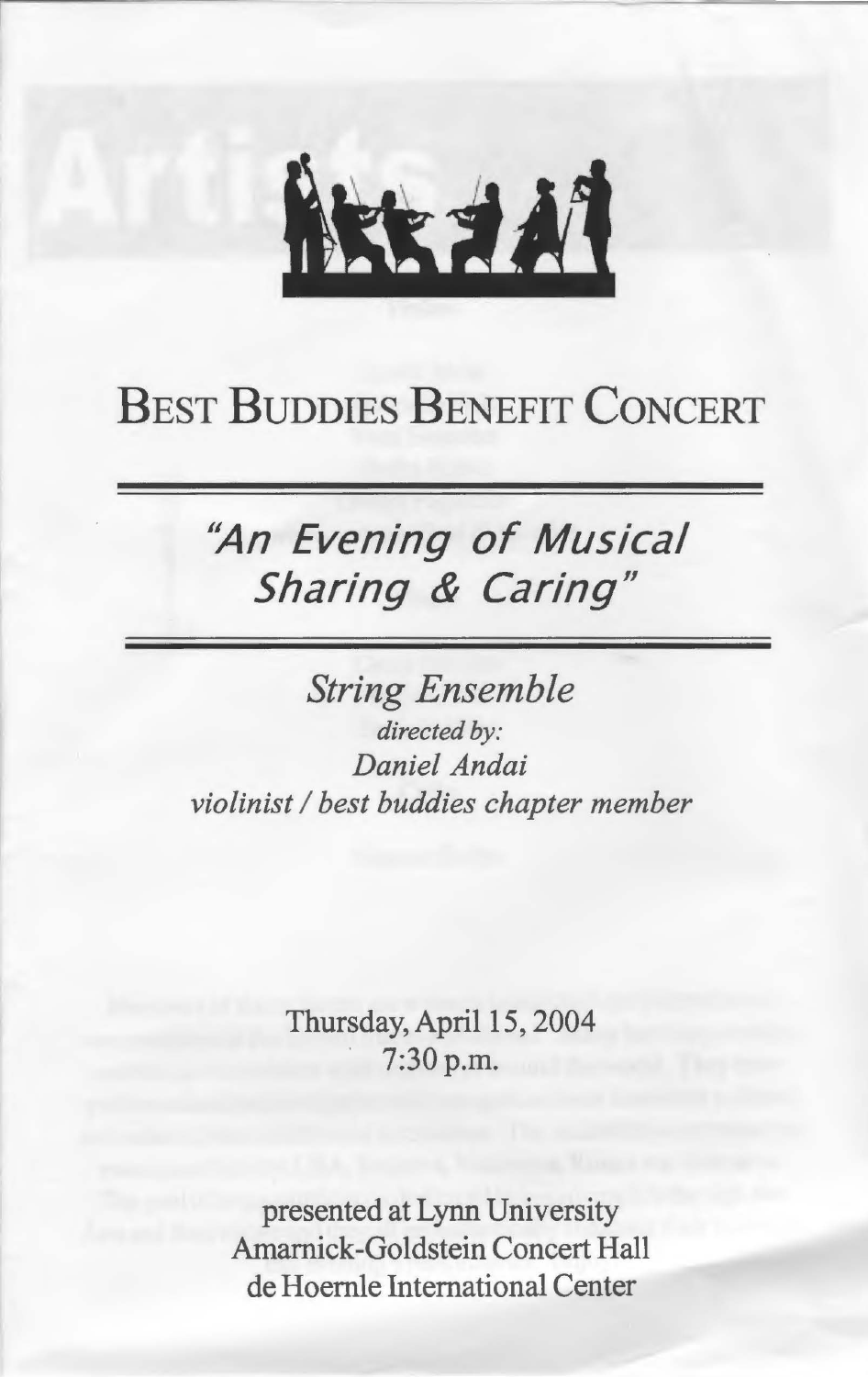# Best Buddies Benefit Concert

## *"An Evening of Musical Sharing & Caring"*

### *String Ensemble*

*directed by:*
*Daniel Andai*
*violinist / best buddies chapter member*

Thursday, April 15, 2004
7:30 p.m.

presented at Lynn University
Amarnick-Goldstein Concert Hall
de Hoernle International Center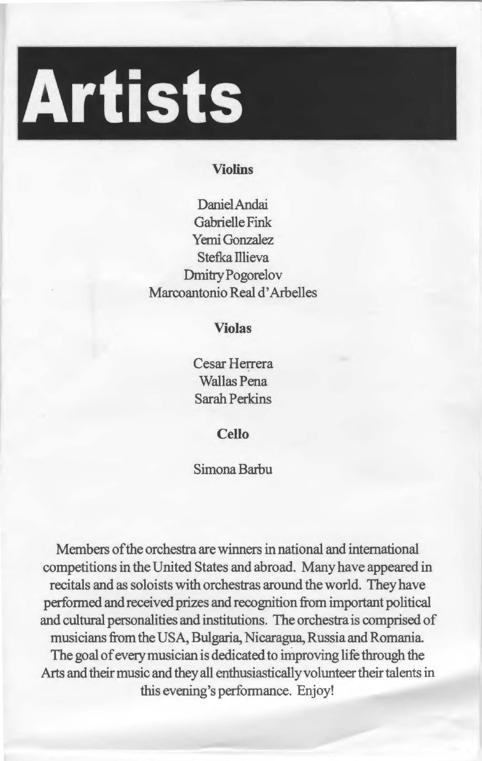# Artists

### Violins

Daniel Andai
Gabrielle Fink
Yemi Gonzalez
Stefka Illieva
Dmitry Pogorelov
Marcoantonio Real d'Arbelles

### Violas

Cesar Herrera
Wallas Pena
Sarah Perkins

### Cello

Simona Barbu

Members of the orchestra are winners in national and international competitions in the United States and abroad. Many have appeared in recitals and as soloists with orchestras around the world. They have performed and received prizes and recognition from important political and cultural personalities and institutions. The orchestra is comprised of musicians from the USA, Bulgaria, Nicaragua, Russia and Romania. The goal of every musician is dedicated to improving life through the Arts and their music and they all enthusiastically volunteer their talents in this evening's performance. Enjoy!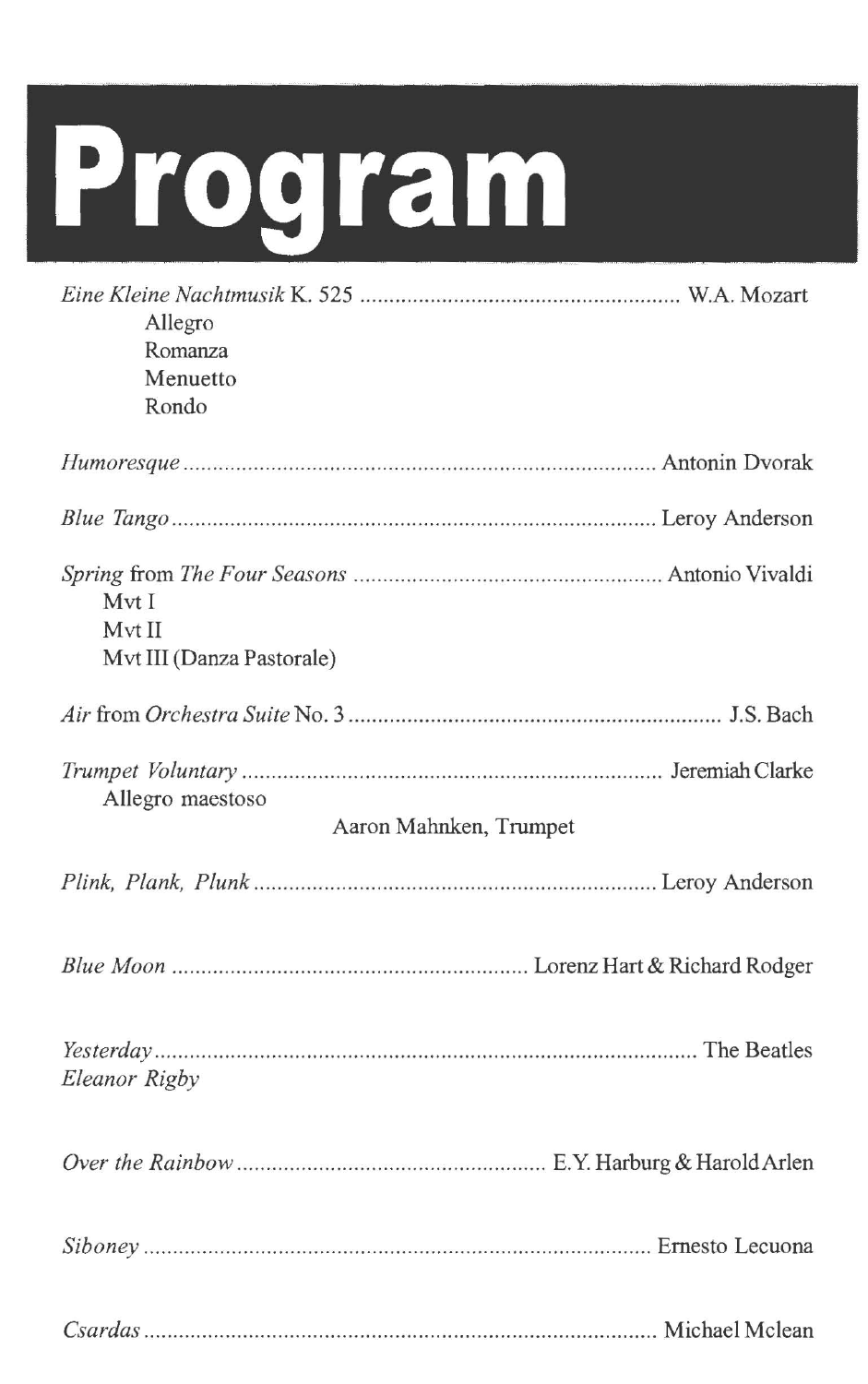# Program

*Eine Kleine Nachtmusik* K. 525 ...................................................... W.A. Mozart

Allegro
Romanza
Menuetto
Rondo

*Humoresque* ................................................................................ Antonin Dvorak

*Blue Tango* .................................................................................. Leroy Anderson

*Spring* from *The Four Seasons* .................................................... Antonio Vivaldi

Mvt I
Mvt II
Mvt III (Danza Pastorale)

*Air* from *Orchestra Suite* No. 3 ................................................................ J.S. Bach

*Trumpet Voluntary* ....................................................................... Jeremiah Clarke

Allegro maestoso

Aaron Mahnken, Trumpet

*Plink, Plank, Plunk* ...................................................................... Leroy Anderson

*Blue Moon* ........................................................... Lorenz Hart & Richard Rodger

*Yesterday* ......................................................................................... The Beatles
*Eleanor Rigby*

*Over the Rainbow* ..................................................... E.Y. Harburg & Harold Arlen

*Siboney* ..................................................................................... Ernesto Lecuona

*Csardas* ....................................................................................... Michael Mclean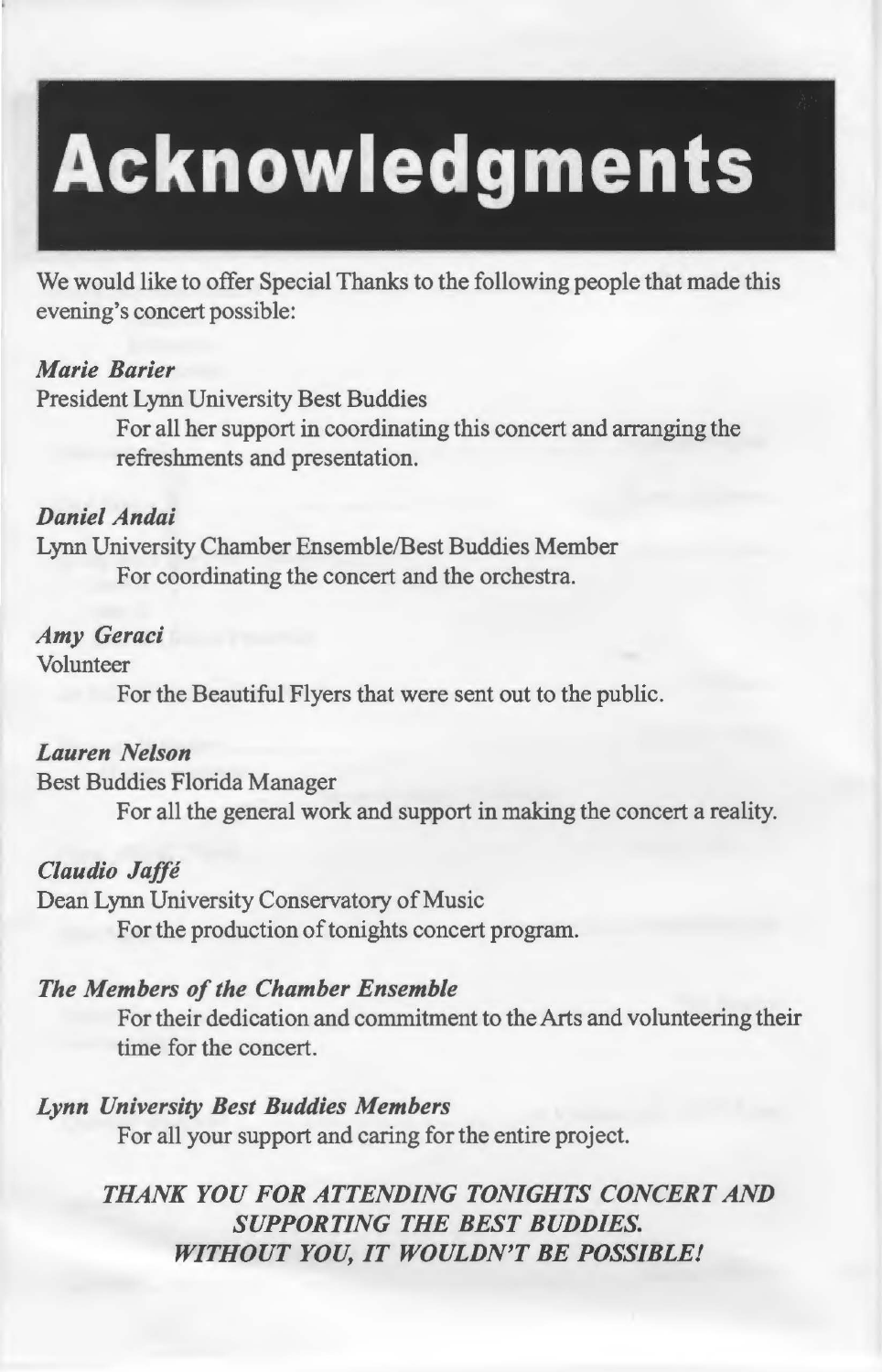# Acknowledgments

We would like to offer Special Thanks to the following people that made this evening's concert possible:

***Marie Barier***
President Lynn University Best Buddies
For all her support in coordinating this concert and arranging the refreshments and presentation.

***Daniel Andai***
Lynn University Chamber Ensemble/Best Buddies Member
For coordinating the concert and the orchestra.

***Amy Geraci***
Volunteer
For the Beautiful Flyers that were sent out to the public.

***Lauren Nelson***
Best Buddies Florida Manager
For all the general work and support in making the concert a reality.

***Claudio Jaffé***
Dean Lynn University Conservatory of Music
For the production of tonights concert program.

***The Members of the Chamber Ensemble***
For their dedication and commitment to the Arts and volunteering their time for the concert.

***Lynn University Best Buddies Members***
For all your support and caring for the entire project.

*THANK YOU FOR ATTENDING TONIGHTS CONCERT AND SUPPORTING THE BEST BUDDIES. WITHOUT YOU, IT WOULDN'T BE POSSIBLE!*